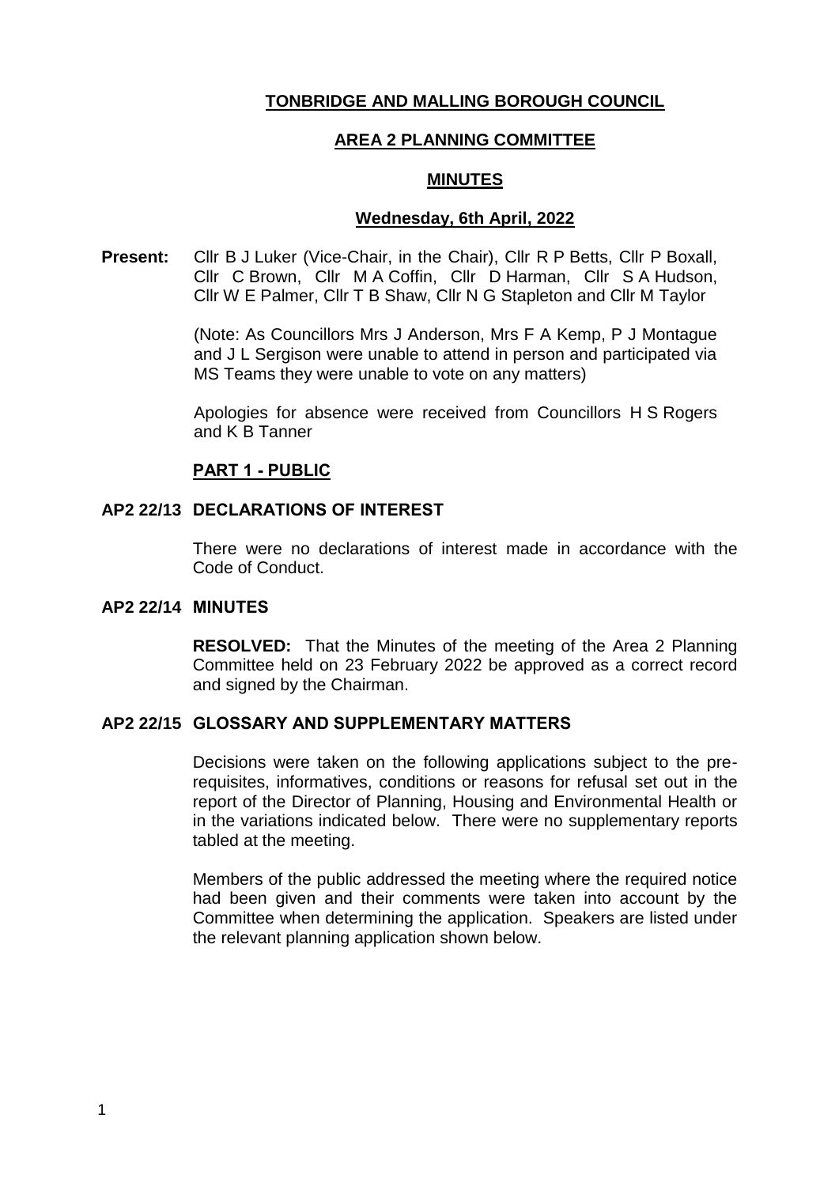# TONBRIDGE AND MALLING BOROUGH COUNCIL

## AREA 2 PLANNING COMMITTEE

## MINUTES

### Wednesday, 6th April, 2022

**Present:** Cllr B J Luker (Vice-Chair, in the Chair), Cllr R P Betts, Cllr P Boxall, Cllr C Brown, Cllr M A Coffin, Cllr D Harman, Cllr S A Hudson, Cllr W E Palmer, Cllr T B Shaw, Cllr N G Stapleton and Cllr M Taylor

(Note: As Councillors Mrs J Anderson, Mrs F A Kemp, P J Montague and J L Sergison were unable to attend in person and participated via MS Teams they were unable to vote on any matters)

Apologies for absence were received from Councillors H S Rogers and K B Tanner

## PART 1 - PUBLIC

### AP2 22/13 DECLARATIONS OF INTEREST

There were no declarations of interest made in accordance with the Code of Conduct.

### AP2 22/14 MINUTES

**RESOLVED:** That the Minutes of the meeting of the Area 2 Planning Committee held on 23 February 2022 be approved as a correct record and signed by the Chairman.

### AP2 22/15 GLOSSARY AND SUPPLEMENTARY MATTERS

Decisions were taken on the following applications subject to the pre-requisites, informatives, conditions or reasons for refusal set out in the report of the Director of Planning, Housing and Environmental Health or in the variations indicated below. There were no supplementary reports tabled at the meeting.

Members of the public addressed the meeting where the required notice had been given and their comments were taken into account by the Committee when determining the application. Speakers are listed under the relevant planning application shown below.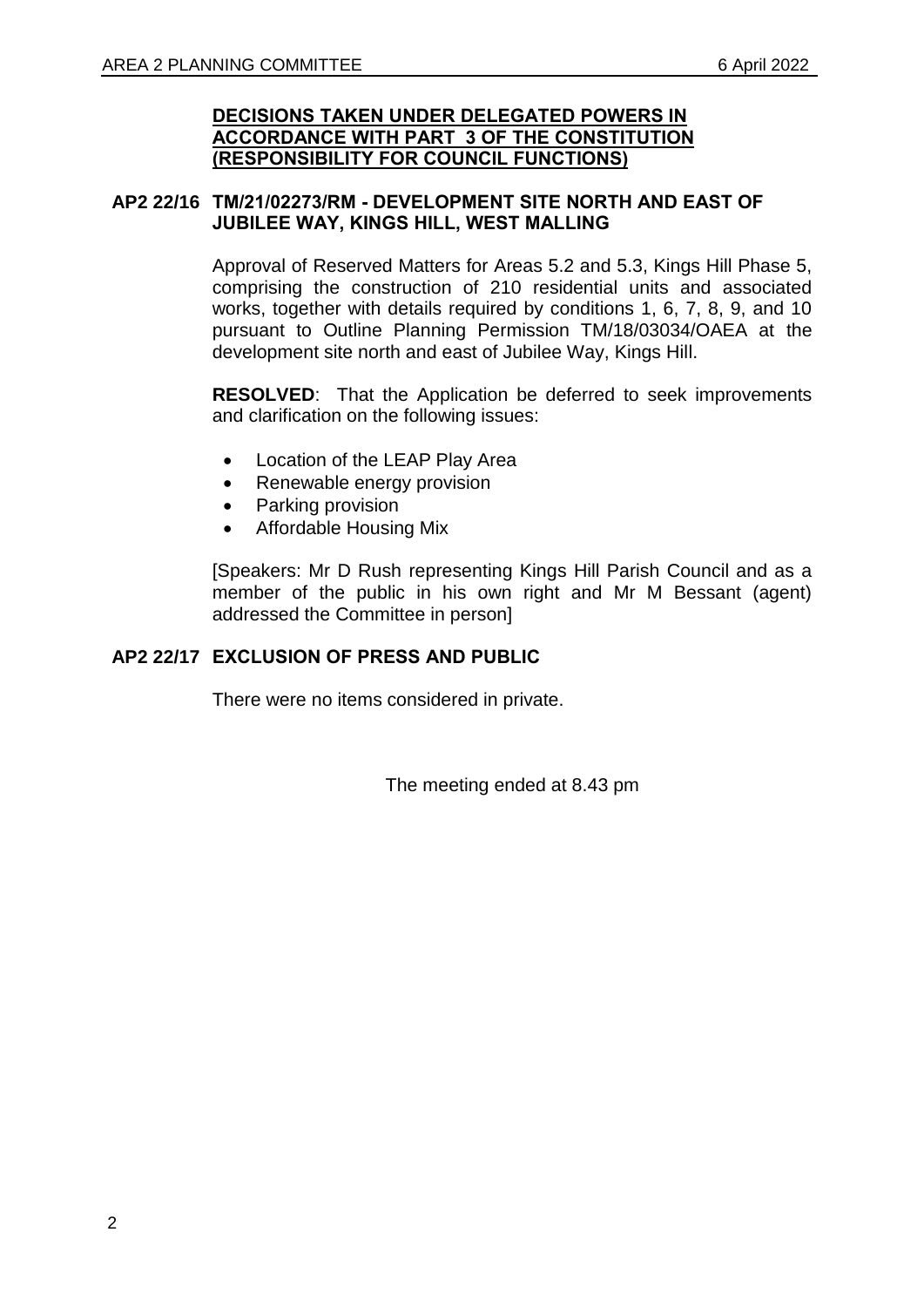## DECISIONS TAKEN UNDER DELEGATED POWERS IN ACCORDANCE WITH PART 3 OF THE CONSTITUTION (RESPONSIBILITY FOR COUNCIL FUNCTIONS)

### AP2 22/16 TM/21/02273/RM - DEVELOPMENT SITE NORTH AND EAST OF JUBILEE WAY, KINGS HILL, WEST MALLING

Approval of Reserved Matters for Areas 5.2 and 5.3, Kings Hill Phase 5, comprising the construction of 210 residential units and associated works, together with details required by conditions 1, 6, 7, 8, 9, and 10 pursuant to Outline Planning Permission TM/18/03034/OAEA at the development site north and east of Jubilee Way, Kings Hill.

**RESOLVED**: That the Application be deferred to seek improvements and clarification on the following issues:

- Location of the LEAP Play Area
- Renewable energy provision
- Parking provision
- Affordable Housing Mix

[Speakers: Mr D Rush representing Kings Hill Parish Council and as a member of the public in his own right and Mr M Bessant (agent) addressed the Committee in person]

### AP2 22/17 EXCLUSION OF PRESS AND PUBLIC

There were no items considered in private.

The meeting ended at 8.43 pm